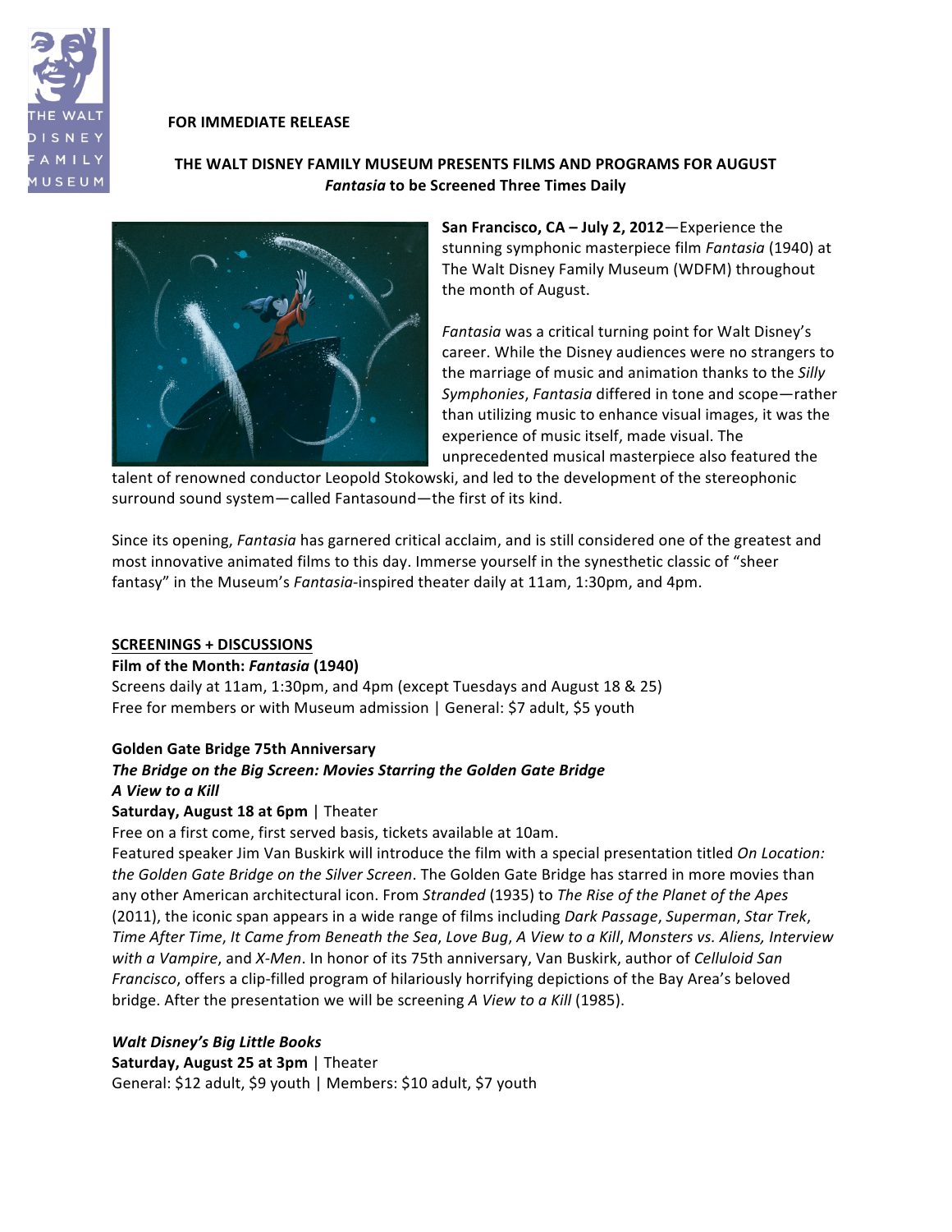**FOR IMMEDIATE RELEASE**

## THE WALT DISNEY FAMILY MUSEUM PRESENTS FILMS AND PROGRAMS FOR AUGUST
### *Fantasia* to be Screened Three Times Daily

**San Francisco, CA – July 2, 2012**—Experience the stunning symphonic masterpiece film *Fantasia* (1940) at The Walt Disney Family Museum (WDFM) throughout the month of August.

*Fantasia* was a critical turning point for Walt Disney's career. While the Disney audiences were no strangers to the marriage of music and animation thanks to the *Silly Symphonies*, *Fantasia* differed in tone and scope—rather than utilizing music to enhance visual images, it was the experience of music itself, made visual. The unprecedented musical masterpiece also featured the talent of renowned conductor Leopold Stokowski, and led to the development of the stereophonic surround sound system—called Fantasound—the first of its kind.

Since its opening, *Fantasia* has garnered critical acclaim, and is still considered one of the greatest and most innovative animated films to this day. Immerse yourself in the synesthetic classic of "sheer fantasy" in the Museum's *Fantasia*-inspired theater daily at 11am, 1:30pm, and 4pm.

**SCREENINGS + DISCUSSIONS**

**Film of the Month: *Fantasia* (1940)**
Screens daily at 11am, 1:30pm, and 4pm (except Tuesdays and August 18 & 25)
Free for members or with Museum admission | General: $7 adult, $5 youth

**Golden Gate Bridge 75th Anniversary**
***The Bridge on the Big Screen: Movies Starring the Golden Gate Bridge***
***A View to a Kill***
**Saturday, August 18 at 6pm** | Theater
Free on a first come, first served basis, tickets available at 10am.
Featured speaker Jim Van Buskirk will introduce the film with a special presentation titled *On Location: the Golden Gate Bridge on the Silver Screen*. The Golden Gate Bridge has starred in more movies than any other American architectural icon. From *Stranded* (1935) to *The Rise of the Planet of the Apes* (2011), the iconic span appears in a wide range of films including *Dark Passage*, *Superman*, *Star Trek*, *Time After Time*, *It Came from Beneath the Sea*, *Love Bug*, *A View to a Kill*, *Monsters vs. Aliens, Interview with a Vampire*, and *X-Men*. In honor of its 75th anniversary, Van Buskirk, author of *Celluloid San Francisco*, offers a clip-filled program of hilariously horrifying depictions of the Bay Area's beloved bridge. After the presentation we will be screening *A View to a Kill* (1985).

***Walt Disney's Big Little Books***
**Saturday, August 25 at 3pm** | Theater
General: $12 adult, $9 youth | Members: $10 adult, $7 youth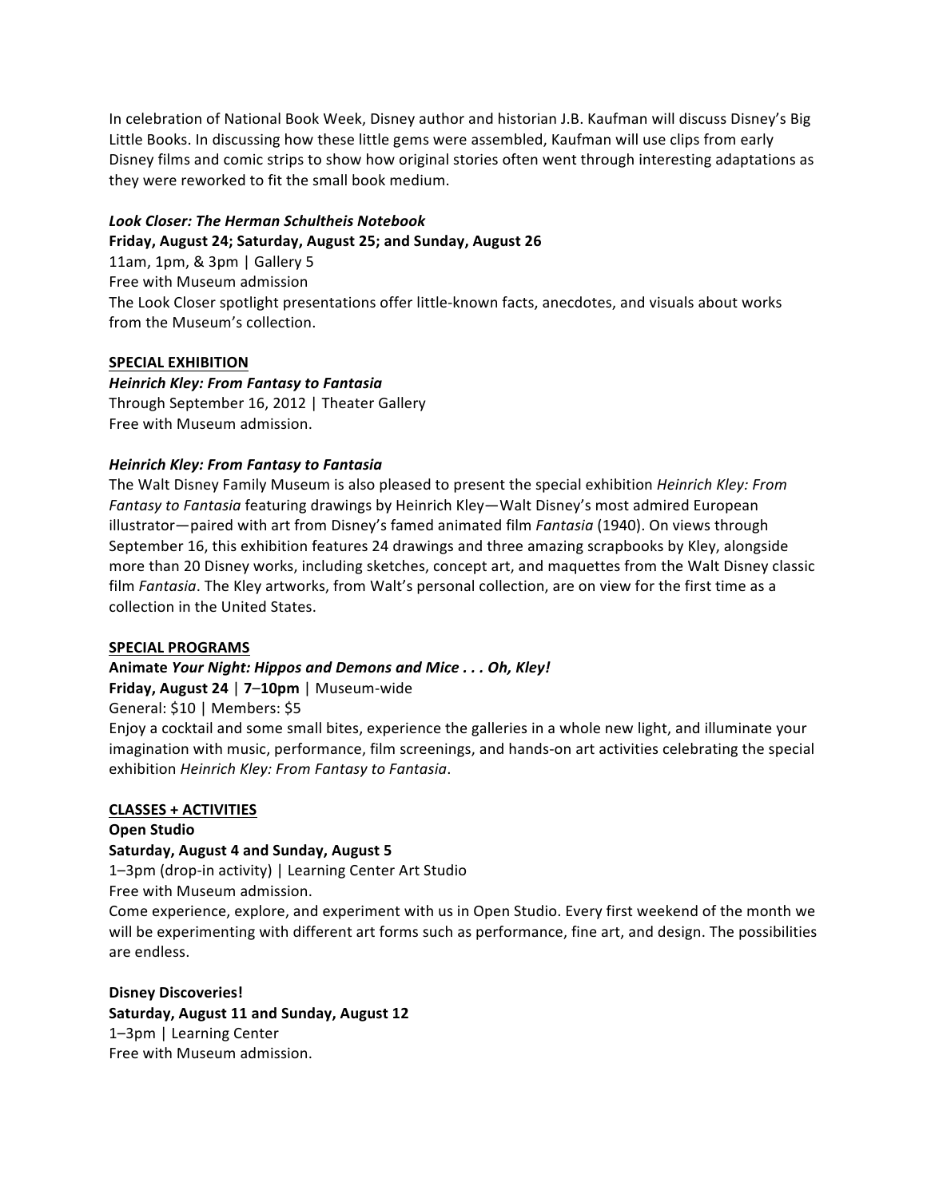In celebration of National Book Week, Disney author and historian J.B. Kaufman will discuss Disney's Big Little Books. In discussing how these little gems were assembled, Kaufman will use clips from early Disney films and comic strips to show how original stories often went through interesting adaptations as they were reworked to fit the small book medium.

***Look Closer: The Herman Schultheis Notebook***
**Friday, August 24; Saturday, August 25; and Sunday, August 26**
11am, 1pm, & 3pm | Gallery 5
Free with Museum admission
The Look Closer spotlight presentations offer little-known facts, anecdotes, and visuals about works from the Museum's collection.

**<u>SPECIAL EXHIBITION</u>**
***Heinrich Kley: From Fantasy to Fantasia***
Through September 16, 2012 | Theater Gallery
Free with Museum admission.

***Heinrich Kley: From Fantasy to Fantasia***
The Walt Disney Family Museum is also pleased to present the special exhibition *Heinrich Kley: From Fantasy to Fantasia* featuring drawings by Heinrich Kley—Walt Disney's most admired European illustrator—paired with art from Disney's famed animated film *Fantasia* (1940). On views through September 16, this exhibition features 24 drawings and three amazing scrapbooks by Kley, alongside more than 20 Disney works, including sketches, concept art, and maquettes from the Walt Disney classic film *Fantasia*. The Kley artworks, from Walt's personal collection, are on view for the first time as a collection in the United States.

**<u>SPECIAL PROGRAMS</u>**
**Animate *Your Night: Hippos and Demons and Mice . . . Oh, Kley!***
**Friday, August 24** | **7–10pm** | Museum-wide
General: $10 | Members: $5
Enjoy a cocktail and some small bites, experience the galleries in a whole new light, and illuminate your imagination with music, performance, film screenings, and hands-on art activities celebrating the special exhibition *Heinrich Kley: From Fantasy to Fantasia*.

**<u>CLASSES + ACTIVITIES</u>**
**Open Studio**
**Saturday, August 4 and Sunday, August 5**
1–3pm (drop-in activity) | Learning Center Art Studio
Free with Museum admission.
Come experience, explore, and experiment with us in Open Studio. Every first weekend of the month we will be experimenting with different art forms such as performance, fine art, and design. The possibilities are endless.

**Disney Discoveries!**
**Saturday, August 11 and Sunday, August 12**
1–3pm | Learning Center
Free with Museum admission.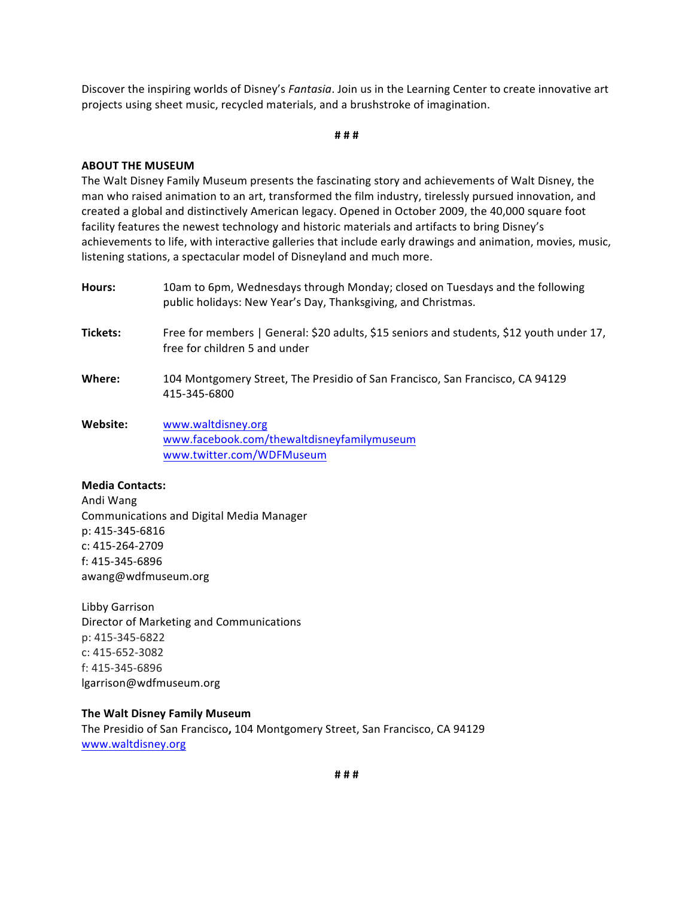Discover the inspiring worlds of Disney's *Fantasia*. Join us in the Learning Center to create innovative art projects using sheet music, recycled materials, and a brushstroke of imagination.

# # #

**ABOUT THE MUSEUM**

The Walt Disney Family Museum presents the fascinating story and achievements of Walt Disney, the man who raised animation to an art, transformed the film industry, tirelessly pursued innovation, and created a global and distinctively American legacy. Opened in October 2009, the 40,000 square foot facility features the newest technology and historic materials and artifacts to bring Disney's achievements to life, with interactive galleries that include early drawings and animation, movies, music, listening stations, a spectacular model of Disneyland and much more.

**Hours:** 10am to 6pm, Wednesdays through Monday; closed on Tuesdays and the following public holidays: New Year's Day, Thanksgiving, and Christmas.

**Tickets:** Free for members | General: $20 adults, $15 seniors and students, $12 youth under 17, free for children 5 and under

**Where:** 104 Montgomery Street, The Presidio of San Francisco, San Francisco, CA 94129
415-345-6800

**Website:** www.waltdisney.org
www.facebook.com/thewaltdisneyfamilymuseum
www.twitter.com/WDFMuseum

**Media Contacts:**

Andi Wang
Communications and Digital Media Manager
p: 415-345-6816
c: 415-264-2709
f: 415-345-6896
awang@wdfmuseum.org

Libby Garrison
Director of Marketing and Communications
p: 415-345-6822
c: 415-652-3082
f: 415-345-6896
lgarrison@wdfmuseum.org

**The Walt Disney Family Museum**
The Presidio of San Francisco**,** 104 Montgomery Street, San Francisco, CA 94129
www.waltdisney.org

# # #